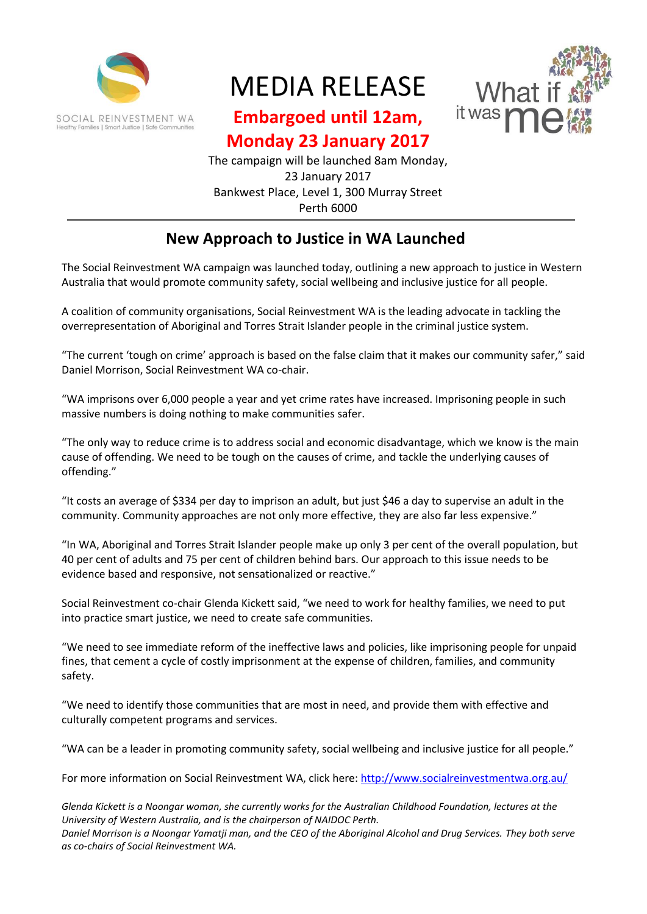SOCIAL REINVESTMENT WA
Healthy Families | Smart Justice | Safe Communities

# MEDIA RELEASE

**Embargoed until 12am, Monday 23 January 2017**

The campaign will be launched 8am Monday, 23 January 2017
Bankwest Place, Level 1, 300 Murray Street
Perth 6000

What if it was me

---

## New Approach to Justice in WA Launched

The Social Reinvestment WA campaign was launched today, outlining a new approach to justice in Western Australia that would promote community safety, social wellbeing and inclusive justice for all people.

A coalition of community organisations, Social Reinvestment WA is the leading advocate in tackling the overrepresentation of Aboriginal and Torres Strait Islander people in the criminal justice system.

"The current 'tough on crime' approach is based on the false claim that it makes our community safer," said Daniel Morrison, Social Reinvestment WA co-chair.

"WA imprisons over 6,000 people a year and yet crime rates have increased. Imprisoning people in such massive numbers is doing nothing to make communities safer.

"The only way to reduce crime is to address social and economic disadvantage, which we know is the main cause of offending. We need to be tough on the causes of crime, and tackle the underlying causes of offending."

"It costs an average of $334 per day to imprison an adult, but just $46 a day to supervise an adult in the community. Community approaches are not only more effective, they are also far less expensive."

"In WA, Aboriginal and Torres Strait Islander people make up only 3 per cent of the overall population, but 40 per cent of adults and 75 per cent of children behind bars. Our approach to this issue needs to be evidence based and responsive, not sensationalized or reactive."

Social Reinvestment co-chair Glenda Kickett said, "we need to work for healthy families, we need to put into practice smart justice, we need to create safe communities.

"We need to see immediate reform of the ineffective laws and policies, like imprisoning people for unpaid fines, that cement a cycle of costly imprisonment at the expense of children, families, and community safety.

"We need to identify those communities that are most in need, and provide them with effective and culturally competent programs and services.

"WA can be a leader in promoting community safety, social wellbeing and inclusive justice for all people."

For more information on Social Reinvestment WA, click here: http://www.socialreinvestmentwa.org.au/

*Glenda Kickett is a Noongar woman, she currently works for the Australian Childhood Foundation, lectures at the University of Western Australia, and is the chairperson of NAIDOC Perth.*
*Daniel Morrison is a Noongar Yamatji man, and the CEO of the Aboriginal Alcohol and Drug Services. They both serve as co-chairs of Social Reinvestment WA.*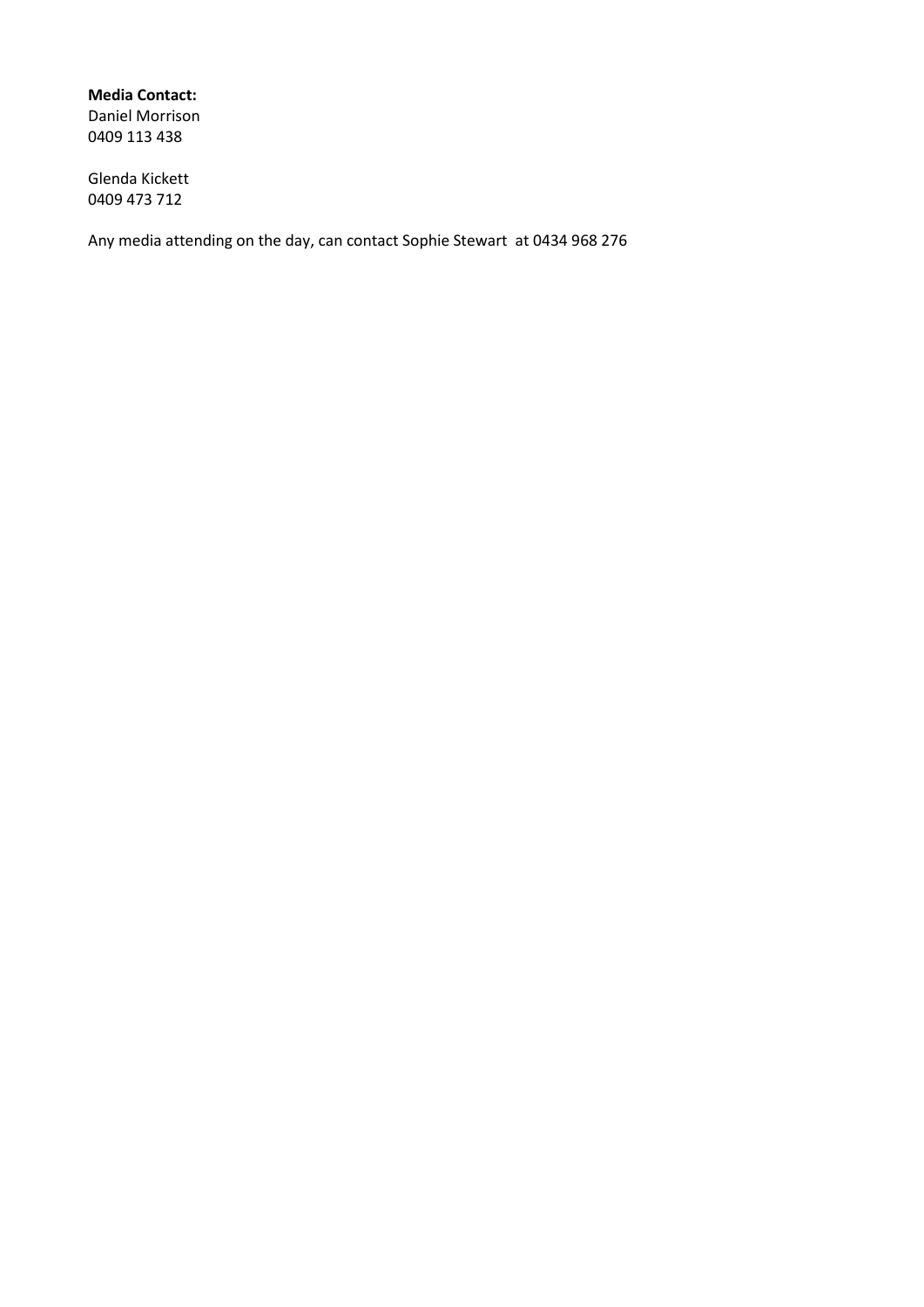**Media Contact:**
Daniel Morrison
0409 113 438

Glenda Kickett
0409 473 712

Any media attending on the day, can contact Sophie Stewart at 0434 968 276